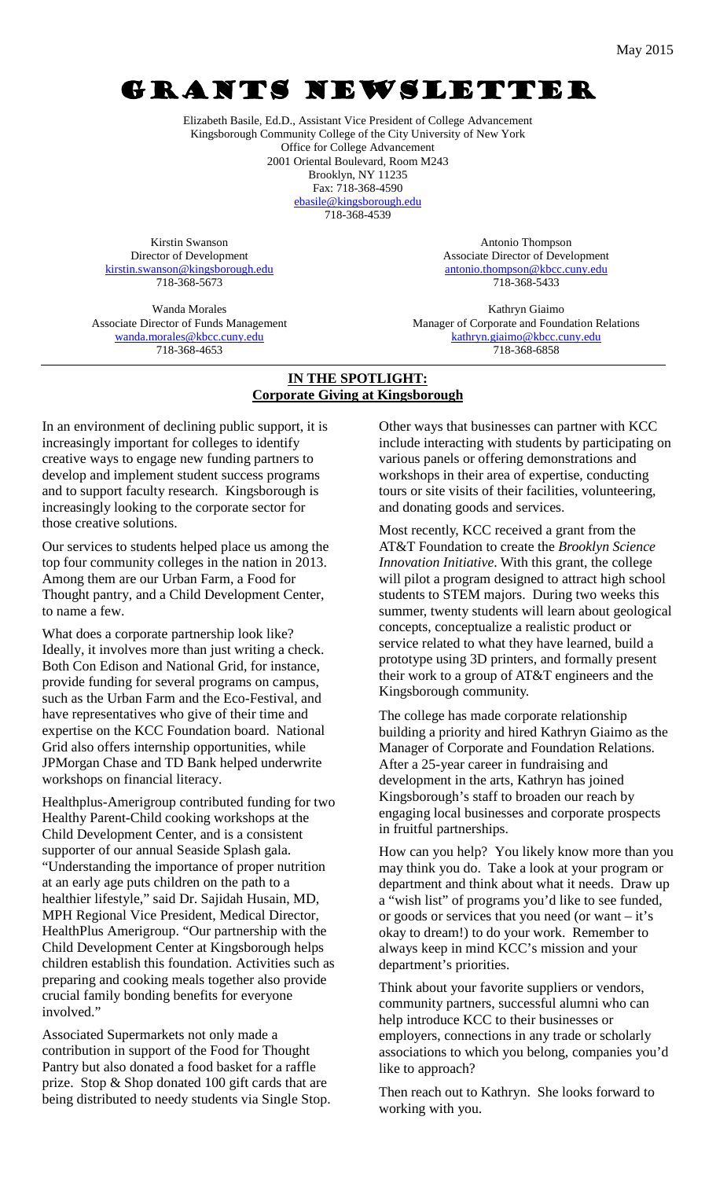May 2015

# GRANTS NEWSLETTER

Elizabeth Basile, Ed.D., Assistant Vice President of College Advancement
Kingsborough Community College of the City University of New York
Office for College Advancement
2001 Oriental Boulevard, Room M243
Brooklyn, NY 11235
Fax: 718-368-4590
ebasile@kingsborough.edu
718-368-4539

Kirstin Swanson
Director of Development
kirstin.swanson@kingsborough.edu
718-368-5673

Antonio Thompson
Associate Director of Development
antonio.thompson@kbcc.cuny.edu
718-368-5433

Wanda Morales
Associate Director of Funds Management
wanda.morales@kbcc.cuny.edu
718-368-4653

Kathryn Giaimo
Manager of Corporate and Foundation Relations
kathryn.giaimo@kbcc.cuny.edu
718-368-6858

## IN THE SPOTLIGHT: Corporate Giving at Kingsborough

In an environment of declining public support, it is increasingly important for colleges to identify creative ways to engage new funding partners to develop and implement student success programs and to support faculty research. Kingsborough is increasingly looking to the corporate sector for those creative solutions.

Our services to students helped place us among the top four community colleges in the nation in 2013. Among them are our Urban Farm, a Food for Thought pantry, and a Child Development Center, to name a few.

What does a corporate partnership look like? Ideally, it involves more than just writing a check. Both Con Edison and National Grid, for instance, provide funding for several programs on campus, such as the Urban Farm and the Eco-Festival, and have representatives who give of their time and expertise on the KCC Foundation board. National Grid also offers internship opportunities, while JPMorgan Chase and TD Bank helped underwrite workshops on financial literacy.

Healthplus-Amerigroup contributed funding for two Healthy Parent-Child cooking workshops at the Child Development Center, and is a consistent supporter of our annual Seaside Splash gala. "Understanding the importance of proper nutrition at an early age puts children on the path to a healthier lifestyle," said Dr. Sajidah Husain, MD, MPH Regional Vice President, Medical Director, HealthPlus Amerigroup. "Our partnership with the Child Development Center at Kingsborough helps children establish this foundation. Activities such as preparing and cooking meals together also provide crucial family bonding benefits for everyone involved."

Associated Supermarkets not only made a contribution in support of the Food for Thought Pantry but also donated a food basket for a raffle prize. Stop & Shop donated 100 gift cards that are being distributed to needy students via Single Stop.

Other ways that businesses can partner with KCC include interacting with students by participating on various panels or offering demonstrations and workshops in their area of expertise, conducting tours or site visits of their facilities, volunteering, and donating goods and services.

Most recently, KCC received a grant from the AT&T Foundation to create the *Brooklyn Science Innovation Initiative*. With this grant, the college will pilot a program designed to attract high school students to STEM majors. During two weeks this summer, twenty students will learn about geological concepts, conceptualize a realistic product or service related to what they have learned, build a prototype using 3D printers, and formally present their work to a group of AT&T engineers and the Kingsborough community.

The college has made corporate relationship building a priority and hired Kathryn Giaimo as the Manager of Corporate and Foundation Relations. After a 25-year career in fundraising and development in the arts, Kathryn has joined Kingsborough's staff to broaden our reach by engaging local businesses and corporate prospects in fruitful partnerships.

How can you help? You likely know more than you may think you do. Take a look at your program or department and think about what it needs. Draw up a "wish list" of programs you'd like to see funded, or goods or services that you need (or want – it's okay to dream!) to do your work. Remember to always keep in mind KCC's mission and your department's priorities.

Think about your favorite suppliers or vendors, community partners, successful alumni who can help introduce KCC to their businesses or employers, connections in any trade or scholarly associations to which you belong, companies you'd like to approach?

Then reach out to Kathryn. She looks forward to working with you.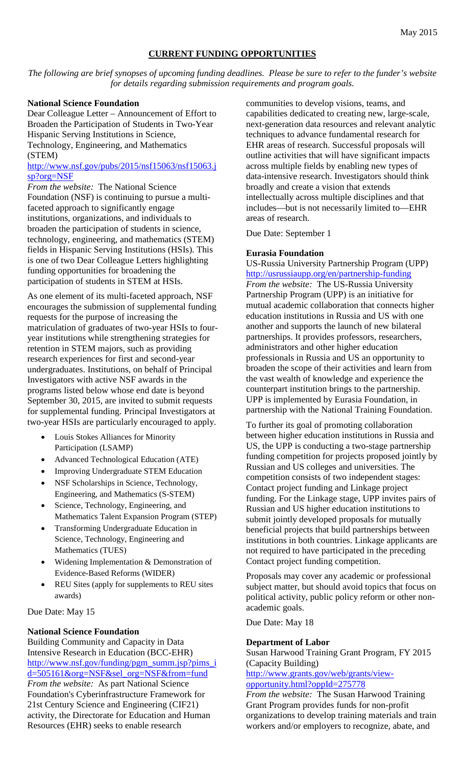May 2015

## CURRENT FUNDING OPPORTUNITIES

*The following are brief synopses of upcoming funding deadlines. Please be sure to refer to the funder's website for details regarding submission requirements and program goals.*

**National Science Foundation**
Dear Colleague Letter – Announcement of Effort to Broaden the Participation of Students in Two-Year Hispanic Serving Institutions in Science, Technology, Engineering, and Mathematics (STEM)
http://www.nsf.gov/pubs/2015/nsf15063/nsf15063.jsp?org=NSF

*From the website:* The National Science Foundation (NSF) is continuing to pursue a multi-faceted approach to significantly engage institutions, organizations, and individuals to broaden the participation of students in science, technology, engineering, and mathematics (STEM) fields in Hispanic Serving Institutions (HSIs). This is one of two Dear Colleague Letters highlighting funding opportunities for broadening the participation of students in STEM at HSIs.

As one element of its multi-faceted approach, NSF encourages the submission of supplemental funding requests for the purpose of increasing the matriculation of graduates of two-year HSIs to four-year institutions while strengthening strategies for retention in STEM majors, such as providing research experiences for first and second-year undergraduates. Institutions, on behalf of Principal Investigators with active NSF awards in the programs listed below whose end date is beyond September 30, 2015, are invited to submit requests for supplemental funding. Principal Investigators at two-year HSIs are particularly encouraged to apply.

- Louis Stokes Alliances for Minority Participation (LSAMP)
- Advanced Technological Education (ATE)
- Improving Undergraduate STEM Education
- NSF Scholarships in Science, Technology, Engineering, and Mathematics (S-STEM)
- Science, Technology, Engineering, and Mathematics Talent Expansion Program (STEP)
- Transforming Undergraduate Education in Science, Technology, Engineering and Mathematics (TUES)
- Widening Implementation & Demonstration of Evidence-Based Reforms (WIDER)
- REU Sites (apply for supplements to REU sites awards)

Due Date: May 15

**National Science Foundation**
Building Community and Capacity in Data Intensive Research in Education (BCC-EHR)
http://www.nsf.gov/funding/pgm_summ.jsp?pims_id=505161&org=NSF&sel_org=NSF&from=fund

*From the website:* As part National Science Foundation's Cyberinfrastructure Framework for 21st Century Science and Engineering (CIF21) activity, the Directorate for Education and Human Resources (EHR) seeks to enable research communities to develop visions, teams, and capabilities dedicated to creating new, large-scale, next-generation data resources and relevant analytic techniques to advance fundamental research for EHR areas of research. Successful proposals will outline activities that will have significant impacts across multiple fields by enabling new types of data-intensive research. Investigators should think broadly and create a vision that extends intellectually across multiple disciplines and that includes—but is not necessarily limited to—EHR areas of research.

Due Date: September 1

**Eurasia Foundation**
US-Russia University Partnership Program (UPP)
http://usrussiaupp.org/en/partnership-funding

*From the website:* The US-Russia University Partnership Program (UPP) is an initiative for mutual academic collaboration that connects higher education institutions in Russia and US with one another and supports the launch of new bilateral partnerships. It provides professors, researchers, administrators and other higher education professionals in Russia and US an opportunity to broaden the scope of their activities and learn from the vast wealth of knowledge and experience the counterpart institution brings to the partnership. UPP is implemented by Eurasia Foundation, in partnership with the National Training Foundation.

To further its goal of promoting collaboration between higher education institutions in Russia and US, the UPP is conducting a two-stage partnership funding competition for projects proposed jointly by Russian and US colleges and universities. The competition consists of two independent stages: Contact project funding and Linkage project funding. For the Linkage stage, UPP invites pairs of Russian and US higher education institutions to submit jointly developed proposals for mutually beneficial projects that build partnerships between institutions in both countries. Linkage applicants are not required to have participated in the preceding Contact project funding competition.

Proposals may cover any academic or professional subject matter, but should avoid topics that focus on political activity, public policy reform or other non-academic goals.

Due Date: May 18

**Department of Labor**
Susan Harwood Training Grant Program, FY 2015 (Capacity Building)
http://www.grants.gov/web/grants/view-opportunity.html?oppId=275778

*From the website:* The Susan Harwood Training Grant Program provides funds for non-profit organizations to develop training materials and train workers and/or employers to recognize, abate, and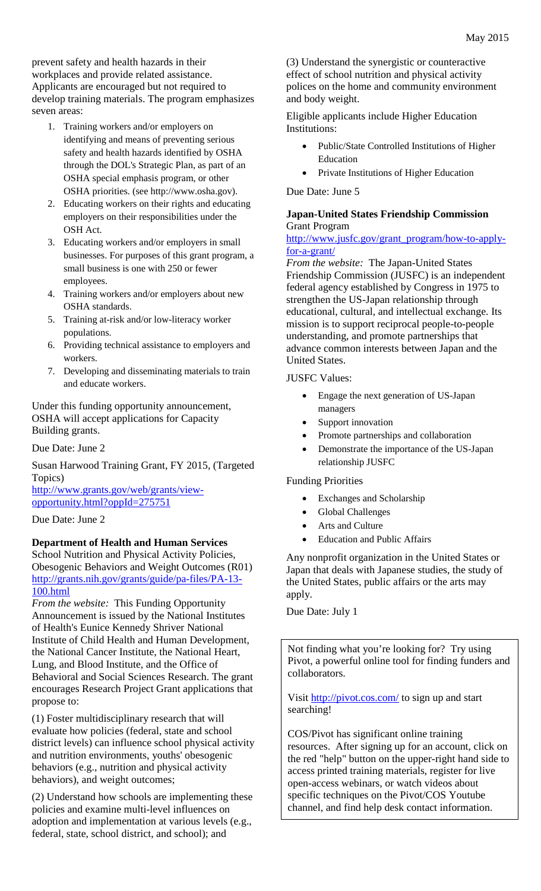prevent safety and health hazards in their workplaces and provide related assistance. Applicants are encouraged but not required to develop training materials. The program emphasizes seven areas:

1. Training workers and/or employers on identifying and means of preventing serious safety and health hazards identified by OSHA through the DOL's Strategic Plan, as part of an OSHA special emphasis program, or other OSHA priorities. (see http://www.osha.gov).
2. Educating workers on their rights and educating employers on their responsibilities under the OSH Act.
3. Educating workers and/or employers in small businesses. For purposes of this grant program, a small business is one with 250 or fewer employees.
4. Training workers and/or employers about new OSHA standards.
5. Training at-risk and/or low-literacy worker populations.
6. Providing technical assistance to employers and workers.
7. Developing and disseminating materials to train and educate workers.

Under this funding opportunity announcement, OSHA will accept applications for Capacity Building grants.

Due Date: June 2

Susan Harwood Training Grant, FY 2015, (Targeted Topics)
http://www.grants.gov/web/grants/view-opportunity.html?oppId=275751

Due Date: June 2

**Department of Health and Human Services**
School Nutrition and Physical Activity Policies, Obesogenic Behaviors and Weight Outcomes (R01)
http://grants.nih.gov/grants/guide/pa-files/PA-13-100.html

*From the website:* This Funding Opportunity Announcement is issued by the National Institutes of Health's Eunice Kennedy Shriver National Institute of Child Health and Human Development, the National Cancer Institute, the National Heart, Lung, and Blood Institute, and the Office of Behavioral and Social Sciences Research. The grant encourages Research Project Grant applications that propose to:

(1) Foster multidisciplinary research that will evaluate how policies (federal, state and school district levels) can influence school physical activity and nutrition environments, youths' obesogenic behaviors (e.g., nutrition and physical activity behaviors), and weight outcomes;

(2) Understand how schools are implementing these policies and examine multi-level influences on adoption and implementation at various levels (e.g., federal, state, school district, and school); and

(3) Understand the synergistic or counteractive effect of school nutrition and physical activity polices on the home and community environment and body weight.

Eligible applicants include Higher Education Institutions:

- Public/State Controlled Institutions of Higher Education
- Private Institutions of Higher Education

Due Date: June 5

**Japan-United States Friendship Commission**
Grant Program
http://www.jusfc.gov/grant_program/how-to-apply-for-a-grant/

*From the website:* The Japan-United States Friendship Commission (JUSFC) is an independent federal agency established by Congress in 1975 to strengthen the US-Japan relationship through educational, cultural, and intellectual exchange. Its mission is to support reciprocal people-to-people understanding, and promote partnerships that advance common interests between Japan and the United States.

JUSFC Values:

- Engage the next generation of US-Japan managers
- Support innovation
- Promote partnerships and collaboration
- Demonstrate the importance of the US-Japan relationship JUSFC

Funding Priorities

- Exchanges and Scholarship
- Global Challenges
- Arts and Culture
- Education and Public Affairs

Any nonprofit organization in the United States or Japan that deals with Japanese studies, the study of the United States, public affairs or the arts may apply.

Due Date: July 1

Not finding what you're looking for? Try using Pivot, a powerful online tool for finding funders and collaborators.

Visit http://pivot.cos.com/ to sign up and start searching!

COS/Pivot has significant online training resources. After signing up for an account, click on the red "help" button on the upper-right hand side to access printed training materials, register for live open-access webinars, or watch videos about specific techniques on the Pivot/COS Youtube channel, and find help desk contact information.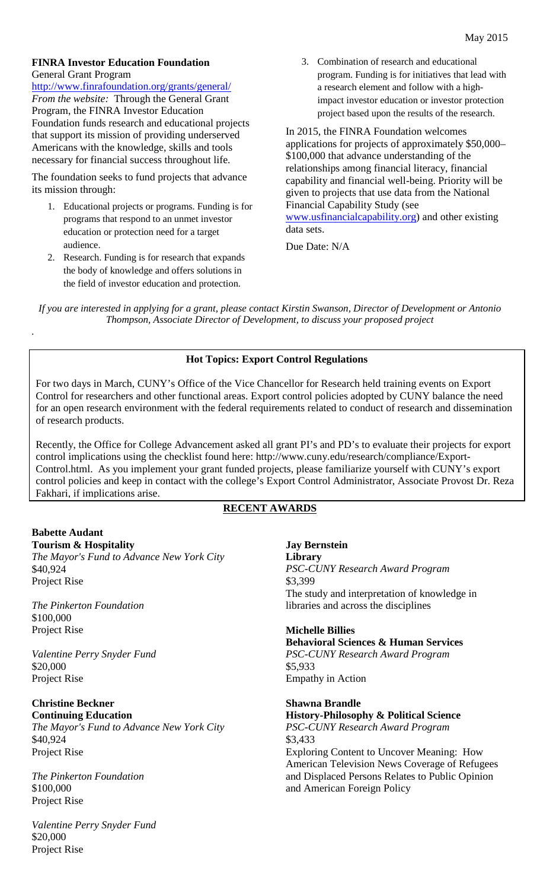**FINRA Investor Education Foundation**
General Grant Program
http://www.finrafoundation.org/grants/general/
*From the website:* Through the General Grant Program, the FINRA Investor Education Foundation funds research and educational projects that support its mission of providing underserved Americans with the knowledge, skills and tools necessary for financial success throughout life.

The foundation seeks to fund projects that advance its mission through:

1. Educational projects or programs. Funding is for programs that respond to an unmet investor education or protection need for a target audience.
2. Research. Funding is for research that expands the body of knowledge and offers solutions in the field of investor education and protection.
3. Combination of research and educational program. Funding is for initiatives that lead with a research element and follow with a high-impact investor education or investor protection project based upon the results of the research.

In 2015, the FINRA Foundation welcomes applications for projects of approximately $50,000–$100,000 that advance understanding of the relationships among financial literacy, financial capability and financial well-being. Priority will be given to projects that use data from the National Financial Capability Study (see www.usfinancialcapability.org) and other existing data sets.

Due Date: N/A

*If you are interested in applying for a grant, please contact Kirstin Swanson, Director of Development or Antonio Thompson, Associate Director of Development, to discuss your proposed project*

**Hot Topics: Export Control Regulations**

For two days in March, CUNY's Office of the Vice Chancellor for Research held training events on Export Control for researchers and other functional areas. Export control policies adopted by CUNY balance the need for an open research environment with the federal requirements related to conduct of research and dissemination of research products.

Recently, the Office for College Advancement asked all grant PI's and PD's to evaluate their projects for export control implications using the checklist found here: http://www.cuny.edu/research/compliance/Export-Control.html. As you implement your grant funded projects, please familiarize yourself with CUNY's export control policies and keep in contact with the college's Export Control Administrator, Associate Provost Dr. Reza Fakhari, if implications arise.

## RECENT AWARDS

**Babette Audant**
**Tourism & Hospitality**
*The Mayor's Fund to Advance New York City*
$40,924
Project Rise

*The Pinkerton Foundation*
$100,000
Project Rise

*Valentine Perry Snyder Fund*
$20,000
Project Rise

**Christine Beckner**
**Continuing Education**
*The Mayor's Fund to Advance New York City*
$40,924
Project Rise

*The Pinkerton Foundation*
$100,000
Project Rise

*Valentine Perry Snyder Fund*
$20,000
Project Rise

**Jay Bernstein**
**Library**
*PSC-CUNY Research Award Program*
$3,399
The study and interpretation of knowledge in libraries and across the disciplines

**Michelle Billies**
**Behavioral Sciences & Human Services**
*PSC-CUNY Research Award Program*
$5,933
Empathy in Action

**Shawna Brandle**
**History-Philosophy & Political Science**
*PSC-CUNY Research Award Program*
$3,433
Exploring Content to Uncover Meaning: How American Television News Coverage of Refugees and Displaced Persons Relates to Public Opinion and American Foreign Policy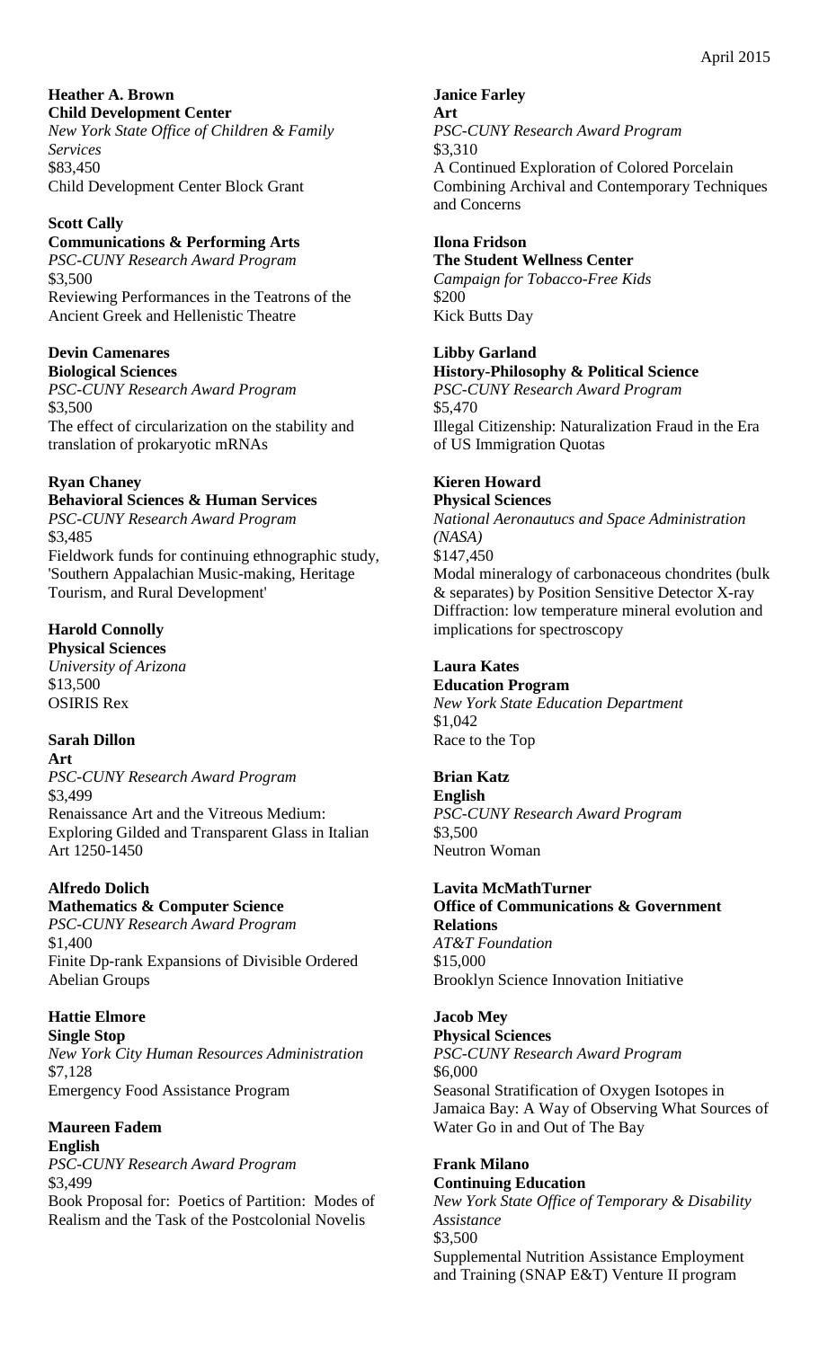**Heather A. Brown**
**Child Development Center**
*New York State Office of Children & Family Services*
$83,450
Child Development Center Block Grant

**Scott Cally**
**Communications & Performing Arts**
*PSC-CUNY Research Award Program*
$3,500
Reviewing Performances in the Teatrons of the Ancient Greek and Hellenistic Theatre

**Devin Camenares**
**Biological Sciences**
*PSC-CUNY Research Award Program*
$3,500
The effect of circularization on the stability and translation of prokaryotic mRNAs

**Ryan Chaney**
**Behavioral Sciences & Human Services**
*PSC-CUNY Research Award Program*
$3,485
Fieldwork funds for continuing ethnographic study, 'Southern Appalachian Music-making, Heritage Tourism, and Rural Development'

**Harold Connolly**
**Physical Sciences**
*University of Arizona*
$13,500
OSIRIS Rex

**Sarah Dillon**
**Art**
*PSC-CUNY Research Award Program*
$3,499
Renaissance Art and the Vitreous Medium: Exploring Gilded and Transparent Glass in Italian Art 1250-1450

**Alfredo Dolich**
**Mathematics & Computer Science**
*PSC-CUNY Research Award Program*
$1,400
Finite Dp-rank Expansions of Divisible Ordered Abelian Groups

**Hattie Elmore**
**Single Stop**
*New York City Human Resources Administration*
$7,128
Emergency Food Assistance Program

**Maureen Fadem**
**English**
*PSC-CUNY Research Award Program*
$3,499
Book Proposal for: Poetics of Partition: Modes of Realism and the Task of the Postcolonial Novelis

**Janice Farley**
**Art**
*PSC-CUNY Research Award Program*
$3,310
A Continued Exploration of Colored Porcelain Combining Archival and Contemporary Techniques and Concerns

**Ilona Fridson**
**The Student Wellness Center**
*Campaign for Tobacco-Free Kids*
$200
Kick Butts Day

**Libby Garland**
**History-Philosophy & Political Science**
*PSC-CUNY Research Award Program*
$5,470
Illegal Citizenship: Naturalization Fraud in the Era of US Immigration Quotas

**Kieren Howard**
**Physical Sciences**
*National Aeronautucs and Space Administration (NASA)*
$147,450
Modal mineralogy of carbonaceous chondrites (bulk & separates) by Position Sensitive Detector X-ray Diffraction: low temperature mineral evolution and implications for spectroscopy

**Laura Kates**
**Education Program**
*New York State Education Department*
$1,042
Race to the Top

**Brian Katz**
**English**
*PSC-CUNY Research Award Program*
$3,500
Neutron Woman

**Lavita McMathTurner**
**Office of Communications & Government Relations**
*AT&T Foundation*
$15,000
Brooklyn Science Innovation Initiative

**Jacob Mey**
**Physical Sciences**
*PSC-CUNY Research Award Program*
$6,000
Seasonal Stratification of Oxygen Isotopes in Jamaica Bay: A Way of Observing What Sources of Water Go in and Out of The Bay

**Frank Milano**
**Continuing Education**
*New York State Office of Temporary & Disability Assistance*
$3,500
Supplemental Nutrition Assistance Employment and Training (SNAP E&T) Venture II program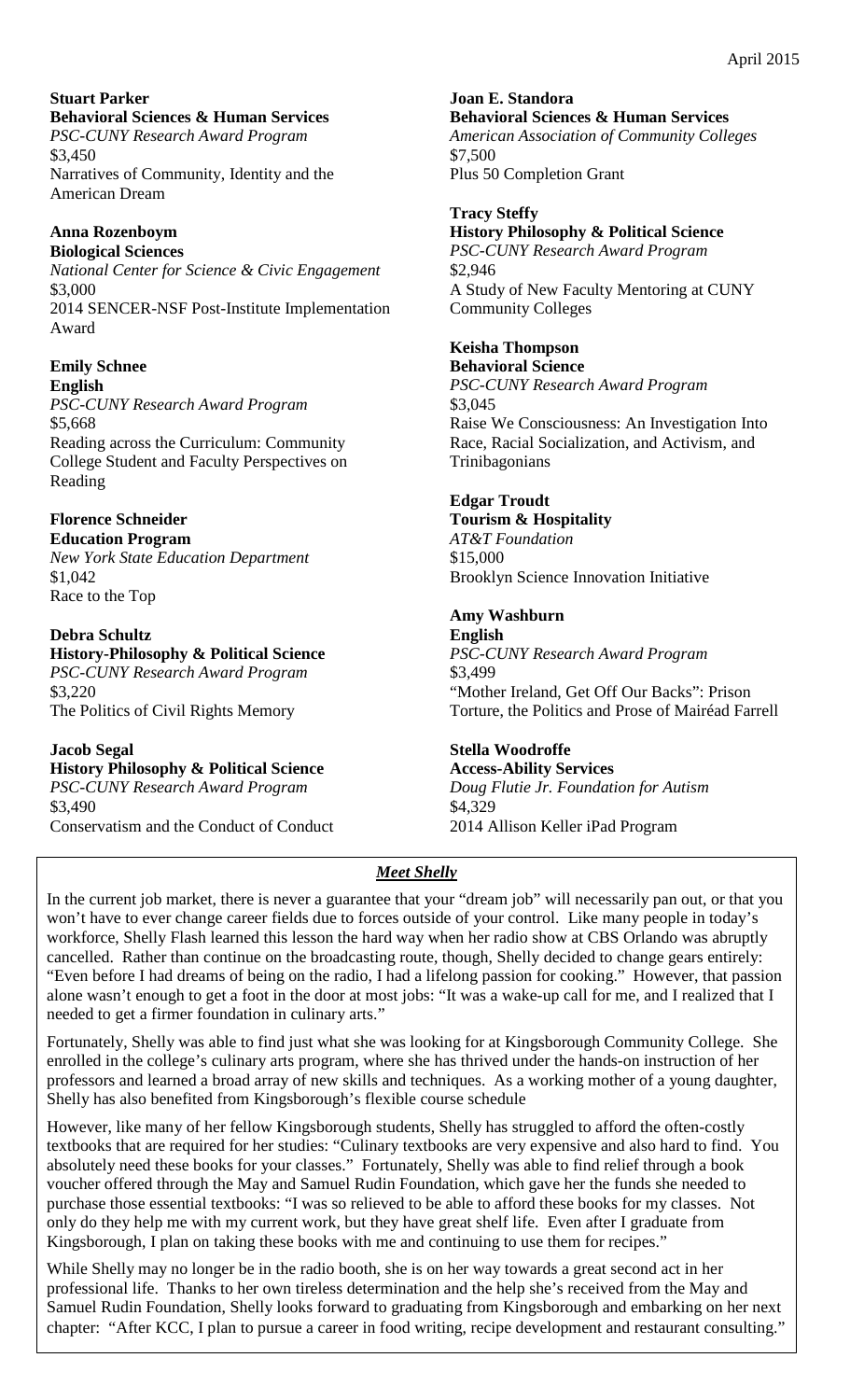**Stuart Parker**
**Behavioral Sciences & Human Services**
*PSC-CUNY Research Award Program*
$3,450
Narratives of Community, Identity and the American Dream

**Anna Rozenboym**
**Biological Sciences**
*National Center for Science & Civic Engagement*
$3,000
2014 SENCER-NSF Post-Institute Implementation Award

**Emily Schnee**
**English**
*PSC-CUNY Research Award Program*
$5,668
Reading across the Curriculum: Community College Student and Faculty Perspectives on Reading

**Florence Schneider**
**Education Program**
*New York State Education Department*
$1,042
Race to the Top

**Debra Schultz**
**History-Philosophy & Political Science**
*PSC-CUNY Research Award Program*
$3,220
The Politics of Civil Rights Memory

**Jacob Segal**
**History Philosophy & Political Science**
*PSC-CUNY Research Award Program*
$3,490
Conservatism and the Conduct of Conduct

**Joan E. Standora**
**Behavioral Sciences & Human Services**
*American Association of Community Colleges*
$7,500
Plus 50 Completion Grant

**Tracy Steffy**
**History Philosophy & Political Science**
*PSC-CUNY Research Award Program*
$2,946
A Study of New Faculty Mentoring at CUNY Community Colleges

**Keisha Thompson**
**Behavioral Science**
*PSC-CUNY Research Award Program*
$3,045
Raise We Consciousness: An Investigation Into Race, Racial Socialization, and Activism, and Trinibagonians

**Edgar Troudt**
**Tourism & Hospitality**
*AT&T Foundation*
$15,000
Brooklyn Science Innovation Initiative

**Amy Washburn**
**English**
*PSC-CUNY Research Award Program*
$3,499
"Mother Ireland, Get Off Our Backs": Prison Torture, the Politics and Prose of Mairéad Farrell

**Stella Woodroffe**
**Access-Ability Services**
*Doug Flutie Jr. Foundation for Autism*
$4,329
2014 Allison Keller iPad Program

## ***Meet Shelly***

In the current job market, there is never a guarantee that your "dream job" will necessarily pan out, or that you won't have to ever change career fields due to forces outside of your control. Like many people in today's workforce, Shelly Flash learned this lesson the hard way when her radio show at CBS Orlando was abruptly cancelled. Rather than continue on the broadcasting route, though, Shelly decided to change gears entirely: "Even before I had dreams of being on the radio, I had a lifelong passion for cooking." However, that passion alone wasn't enough to get a foot in the door at most jobs: "It was a wake-up call for me, and I realized that I needed to get a firmer foundation in culinary arts."

Fortunately, Shelly was able to find just what she was looking for at Kingsborough Community College. She enrolled in the college's culinary arts program, where she has thrived under the hands-on instruction of her professors and learned a broad array of new skills and techniques. As a working mother of a young daughter, Shelly has also benefited from Kingsborough's flexible course schedule

However, like many of her fellow Kingsborough students, Shelly has struggled to afford the often-costly textbooks that are required for her studies: "Culinary textbooks are very expensive and also hard to find. You absolutely need these books for your classes." Fortunately, Shelly was able to find relief through a book voucher offered through the May and Samuel Rudin Foundation, which gave her the funds she needed to purchase those essential textbooks: "I was so relieved to be able to afford these books for my classes. Not only do they help me with my current work, but they have great shelf life. Even after I graduate from Kingsborough, I plan on taking these books with me and continuing to use them for recipes."

While Shelly may no longer be in the radio booth, she is on her way towards a great second act in her professional life. Thanks to her own tireless determination and the help she's received from the May and Samuel Rudin Foundation, Shelly looks forward to graduating from Kingsborough and embarking on her next chapter: "After KCC, I plan to pursue a career in food writing, recipe development and restaurant consulting."